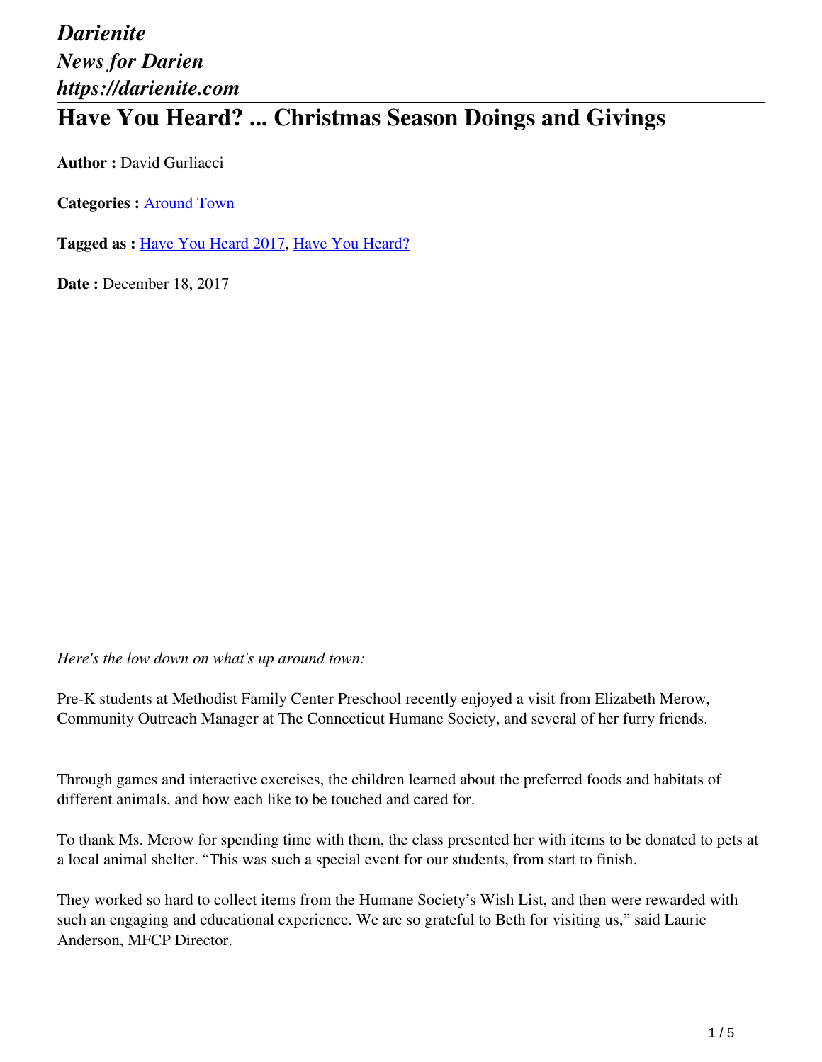*Darienite*
*News for Darien*
*https://darienite.com*

# Have You Heard? ... Christmas Season Doings and Givings

**Author :** David Gurliacci

**Categories :** Around Town

**Tagged as :** Have You Heard 2017, Have You Heard?

**Date :** December 18, 2017

*Here's the low down on what's up around town:*

Pre-K students at Methodist Family Center Preschool recently enjoyed a visit from Elizabeth Merow, Community Outreach Manager at The Connecticut Humane Society, and several of her furry friends.

Through games and interactive exercises, the children learned about the preferred foods and habitats of different animals, and how each like to be touched and cared for.

To thank Ms. Merow for spending time with them, the class presented her with items to be donated to pets at a local animal shelter. "This was such a special event for our students, from start to finish.

They worked so hard to collect items from the Humane Society's Wish List, and then were rewarded with such an engaging and educational experience. We are so grateful to Beth for visiting us," said Laurie Anderson, MFCP Director.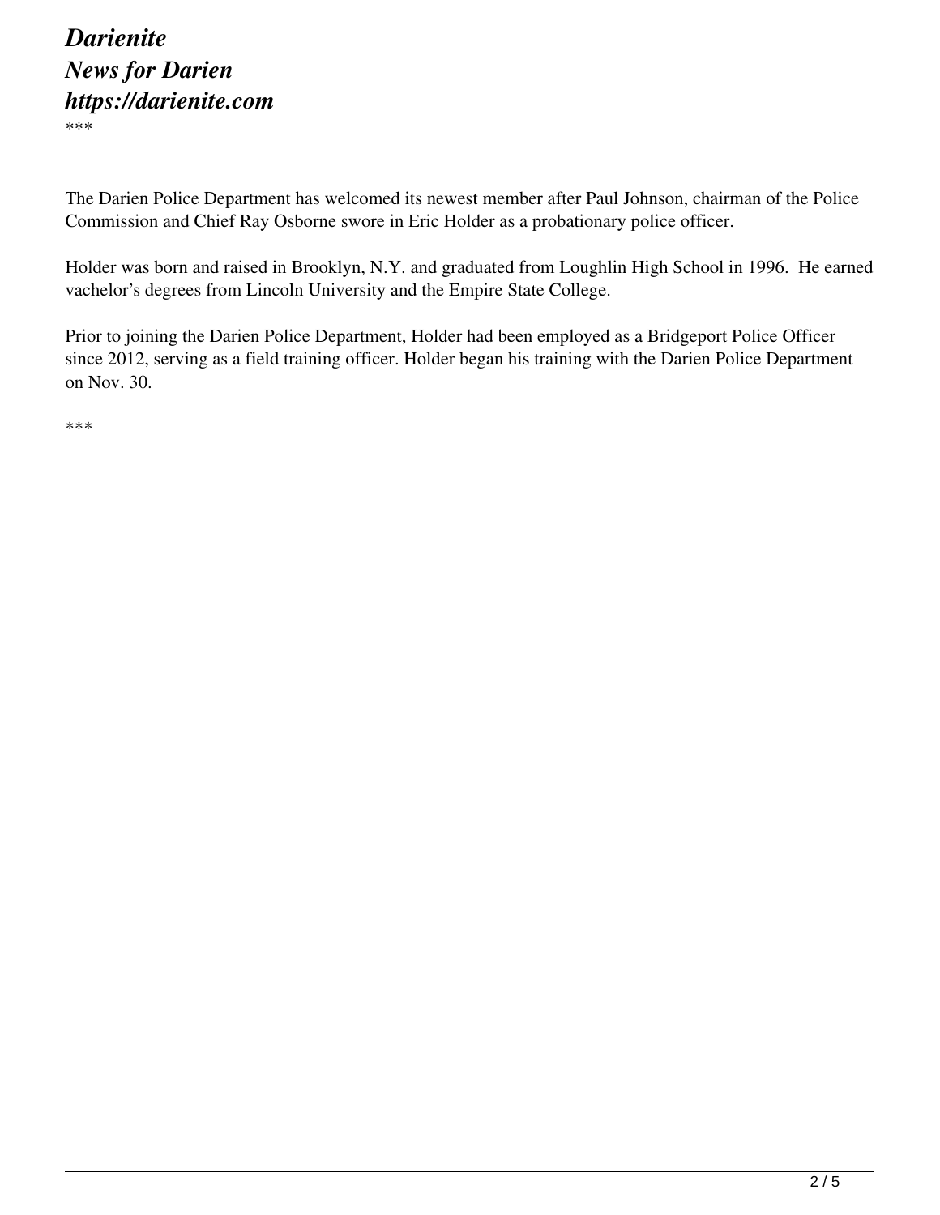***

The Darien Police Department has welcomed its newest member after Paul Johnson, chairman of the Police Commission and Chief Ray Osborne swore in Eric Holder as a probationary police officer.

Holder was born and raised in Brooklyn, N.Y. and graduated from Loughlin High School in 1996. He earned vachelor's degrees from Lincoln University and the Empire State College.

Prior to joining the Darien Police Department, Holder had been employed as a Bridgeport Police Officer since 2012, serving as a field training officer. Holder began his training with the Darien Police Department on Nov. 30.

***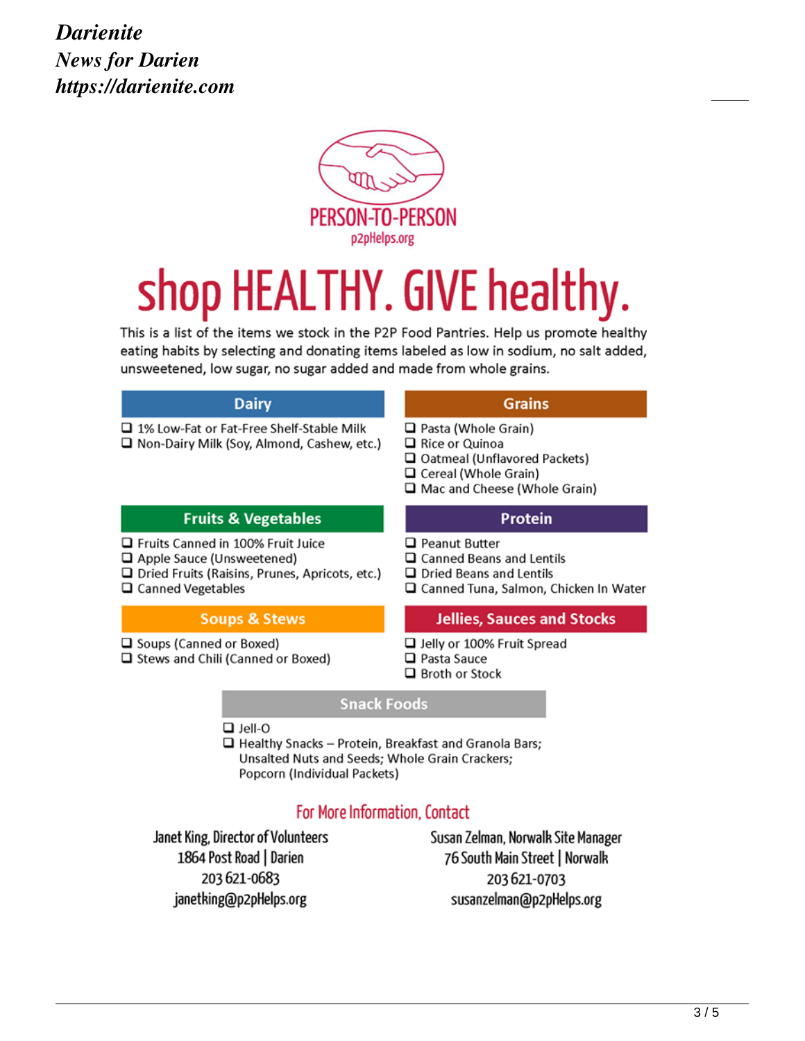PERSON-TO-PERSON

p2pHelps.org

# shop HEALTHY. GIVE healthy.

This is a list of the items we stock in the P2P Food Pantries. Help us promote healthy eating habits by selecting and donating items labeled as low in sodium, no salt added, unsweetened, low sugar, no sugar added and made from whole grains.

## Dairy

- ❑ 1% Low-Fat or Fat-Free Shelf-Stable Milk
- ❑ Non-Dairy Milk (Soy, Almond, Cashew, etc.)

## Grains

- ❑ Pasta (Whole Grain)
- ❑ Rice or Quinoa
- ❑ Oatmeal (Unflavored Packets)
- ❑ Cereal (Whole Grain)
- ❑ Mac and Cheese (Whole Grain)

## Fruits & Vegetables

- ❑ Fruits Canned in 100% Fruit Juice
- ❑ Apple Sauce (Unsweetened)
- ❑ Dried Fruits (Raisins, Prunes, Apricots, etc.)
- ❑ Canned Vegetables

## Protein

- ❑ Peanut Butter
- ❑ Canned Beans and Lentils
- ❑ Dried Beans and Lentils
- ❑ Canned Tuna, Salmon, Chicken In Water

## Soups & Stews

- ❑ Soups (Canned or Boxed)
- ❑ Stews and Chili (Canned or Boxed)

## Jellies, Sauces and Stocks

- ❑ Jelly or 100% Fruit Spread
- ❑ Pasta Sauce
- ❑ Broth or Stock

## Snack Foods

- ❑ Jell-O
- ❑ Healthy Snacks – Protein, Breakfast and Granola Bars; Unsalted Nuts and Seeds; Whole Grain Crackers; Popcorn (Individual Packets)

## For More Information, Contact

Janet King, Director of Volunteers
1864 Post Road | Darien
203 621-0683
janetking@p2pHelps.org

Susan Zelman, Norwalk Site Manager
76 South Main Street | Norwalk
203 621-0703
susanzelman@p2pHelps.org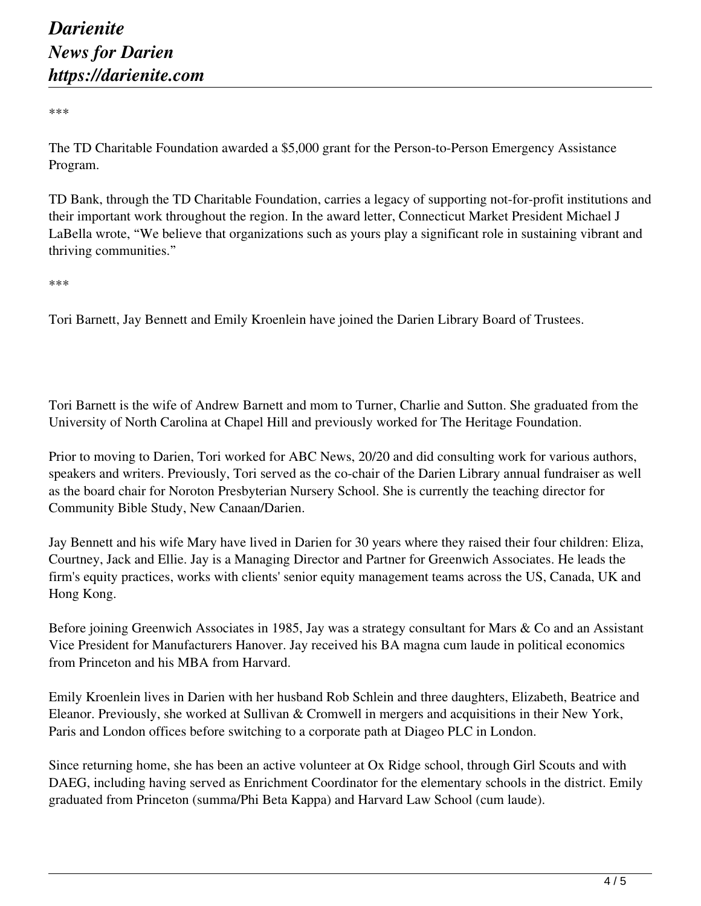***

The TD Charitable Foundation awarded a $5,000 grant for the Person-to-Person Emergency Assistance Program.

TD Bank, through the TD Charitable Foundation, carries a legacy of supporting not-for-profit institutions and their important work throughout the region. In the award letter, Connecticut Market President Michael J LaBella wrote, “We believe that organizations such as yours play a significant role in sustaining vibrant and thriving communities.”

***

Tori Barnett, Jay Bennett and Emily Kroenlein have joined the Darien Library Board of Trustees.

Tori Barnett is the wife of Andrew Barnett and mom to Turner, Charlie and Sutton. She graduated from the University of North Carolina at Chapel Hill and previously worked for The Heritage Foundation.

Prior to moving to Darien, Tori worked for ABC News, 20/20 and did consulting work for various authors, speakers and writers. Previously, Tori served as the co-chair of the Darien Library annual fundraiser as well as the board chair for Noroton Presbyterian Nursery School. She is currently the teaching director for Community Bible Study, New Canaan/Darien.

Jay Bennett and his wife Mary have lived in Darien for 30 years where they raised their four children: Eliza, Courtney, Jack and Ellie. Jay is a Managing Director and Partner for Greenwich Associates. He leads the firm's equity practices, works with clients' senior equity management teams across the US, Canada, UK and Hong Kong.

Before joining Greenwich Associates in 1985, Jay was a strategy consultant for Mars & Co and an Assistant Vice President for Manufacturers Hanover. Jay received his BA magna cum laude in political economics from Princeton and his MBA from Harvard.

Emily Kroenlein lives in Darien with her husband Rob Schlein and three daughters, Elizabeth, Beatrice and Eleanor. Previously, she worked at Sullivan & Cromwell in mergers and acquisitions in their New York, Paris and London offices before switching to a corporate path at Diageo PLC in London.

Since returning home, she has been an active volunteer at Ox Ridge school, through Girl Scouts and with DAEG, including having served as Enrichment Coordinator for the elementary schools in the district. Emily graduated from Princeton (summa/Phi Beta Kappa) and Harvard Law School (cum laude).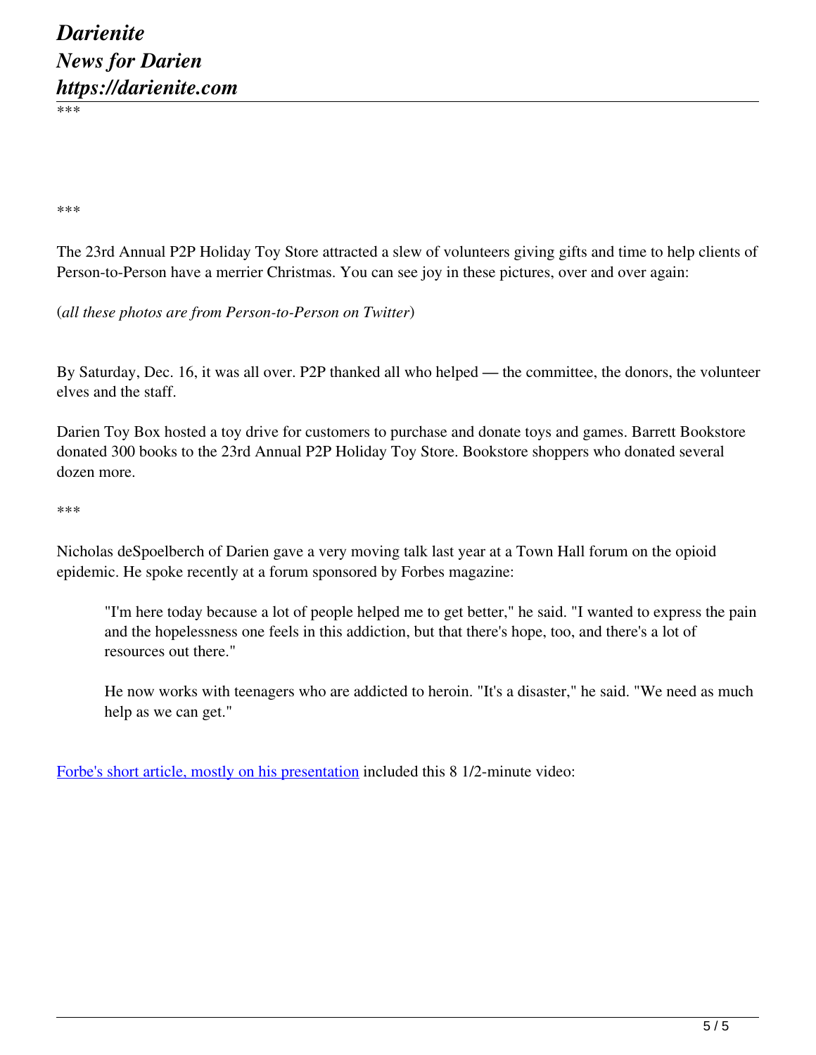***

***

The 23rd Annual P2P Holiday Toy Store attracted a slew of volunteers giving gifts and time to help clients of Person-to-Person have a merrier Christmas. You can see joy in these pictures, over and over again:

(*all these photos are from Person-to-Person on Twitter*)

By Saturday, Dec. 16, it was all over. P2P thanked all who helped — the committee, the donors, the volunteer elves and the staff.

Darien Toy Box hosted a toy drive for customers to purchase and donate toys and games. Barrett Bookstore donated 300 books to the 23rd Annual P2P Holiday Toy Store. Bookstore shoppers who donated several dozen more.

***

Nicholas deSpoelberch of Darien gave a very moving talk last year at a Town Hall forum on the opioid epidemic. He spoke recently at a forum sponsored by Forbes magazine:

> "I'm here today because a lot of people helped me to get better," he said. "I wanted to express the pain and the hopelessness one feels in this addiction, but that there's hope, too, and there's a lot of resources out there."
>
> He now works with teenagers who are addicted to heroin. "It's a disaster," he said. "We need as much help as we can get."

Forbe's short article, mostly on his presentation included this 8 1/2-minute video: